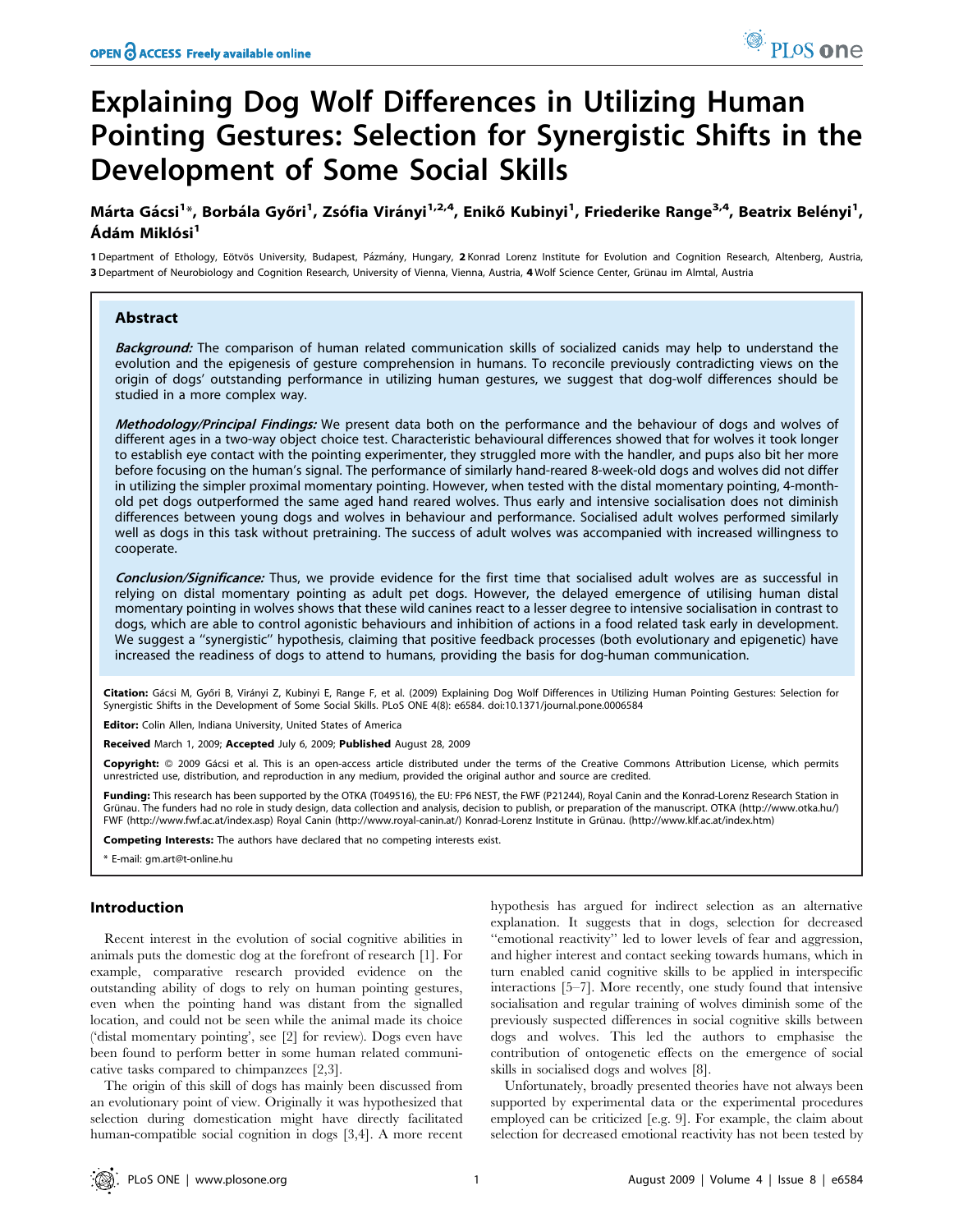# Explaining Dog Wolf Differences in Utilizing Human Pointing Gestures: Selection for Synergistic Shifts in the Development of Some Social Skills

**Márta Gácsi[1]*, Borbála Győri[1], Zsófia Virányi[1,2,4], Enikő Kubinyi[1], Friederike Range[3,4], Beatrix Belényi[1], Ádám Miklósi[1]**

1 Department of Ethology, Eötvös University, Budapest, Pázmány, Hungary, 2 Konrad Lorenz Institute for Evolution and Cognition Research, Altenberg, Austria, 3 Department of Neurobiology and Cognition Research, University of Vienna, Vienna, Austria, 4 Wolf Science Center, Grünau im Almtal, Austria

## Abstract

***Background:*** The comparison of human related communication skills of socialized canids may help to understand the evolution and the epigenesis of gesture comprehension in humans. To reconcile previously contradicting views on the origin of dogs' outstanding performance in utilizing human gestures, we suggest that dog-wolf differences should be studied in a more complex way.

***Methodology/Principal Findings:*** We present data both on the performance and the behaviour of dogs and wolves of different ages in a two-way object choice test. Characteristic behavioural differences showed that for wolves it took longer to establish eye contact with the pointing experimenter, they struggled more with the handler, and pups also bit her more before focusing on the human's signal. The performance of similarly hand-reared 8-week-old dogs and wolves did not differ in utilizing the simpler proximal momentary pointing. However, when tested with the distal momentary pointing, 4-month-old pet dogs outperformed the same aged hand reared wolves. Thus early and intensive socialisation does not diminish differences between young dogs and wolves in behaviour and performance. Socialised adult wolves performed similarly well as dogs in this task without pretraining. The success of adult wolves was accompanied with increased willingness to cooperate.

***Conclusion/Significance:*** Thus, we provide evidence for the first time that socialised adult wolves are as successful in relying on distal momentary pointing as adult pet dogs. However, the delayed emergence of utilising human distal momentary pointing in wolves shows that these wild canines react to a lesser degree to intensive socialisation in contrast to dogs, which are able to control agonistic behaviours and inhibition of actions in a food related task early in development. We suggest a "synergistic" hypothesis, claiming that positive feedback processes (both evolutionary and epigenetic) have increased the readiness of dogs to attend to humans, providing the basis for dog-human communication.

**Citation:** Gácsi M, Győri B, Virányi Z, Kubinyi E, Range F, et al. (2009) Explaining Dog Wolf Differences in Utilizing Human Pointing Gestures: Selection for Synergistic Shifts in the Development of Some Social Skills. PLoS ONE 4(8): e6584. doi:10.1371/journal.pone.0006584

**Editor:** Colin Allen, Indiana University, United States of America

**Received** March 1, 2009; **Accepted** July 6, 2009; **Published** August 28, 2009

**Copyright:** © 2009 Gácsi et al. This is an open-access article distributed under the terms of the Creative Commons Attribution License, which permits unrestricted use, distribution, and reproduction in any medium, provided the original author and source are credited.

**Funding:** This research has been supported by the OTKA (T049516), the EU: FP6 NEST, the FWF (P21244), Royal Canin and the Konrad-Lorenz Research Station in Grünau. The funders had no role in study design, data collection and analysis, decision to publish, or preparation of the manuscript. OTKA (http://www.otka.hu/) FWF (http://www.fwf.ac.at/index.asp) Royal Canin (http://www.royal-canin.at/) Konrad-Lorenz Institute in Grünau. (http://www.klf.ac.at/index.htm)

**Competing Interests:** The authors have declared that no competing interests exist.

\* E-mail: gm.art@t-online.hu

## Introduction

Recent interest in the evolution of social cognitive abilities in animals puts the domestic dog at the forefront of research [1]. For example, comparative research provided evidence on the outstanding ability of dogs to rely on human pointing gestures, even when the pointing hand was distant from the signalled location, and could not be seen while the animal made its choice ('distal momentary pointing', see [2] for review). Dogs even have been found to perform better in some human related communicative tasks compared to chimpanzees [2,3].

The origin of this skill of dogs has mainly been discussed from an evolutionary point of view. Originally it was hypothesized that selection during domestication might have directly facilitated human-compatible social cognition in dogs [3,4]. A more recent hypothesis has argued for indirect selection as an alternative explanation. It suggests that in dogs, selection for decreased "emotional reactivity" led to lower levels of fear and aggression, and higher interest and contact seeking towards humans, which in turn enabled canid cognitive skills to be applied in interspecific interactions [5–7]. More recently, one study found that intensive socialisation and regular training of wolves diminish some of the previously suspected differences in social cognitive skills between dogs and wolves. This led the authors to emphasise the contribution of ontogenetic effects on the emergence of social skills in socialised dogs and wolves [8].

Unfortunately, broadly presented theories have not always been supported by experimental data or the experimental procedures employed can be criticized [e.g. 9]. For example, the claim about selection for decreased emotional reactivity has not been tested by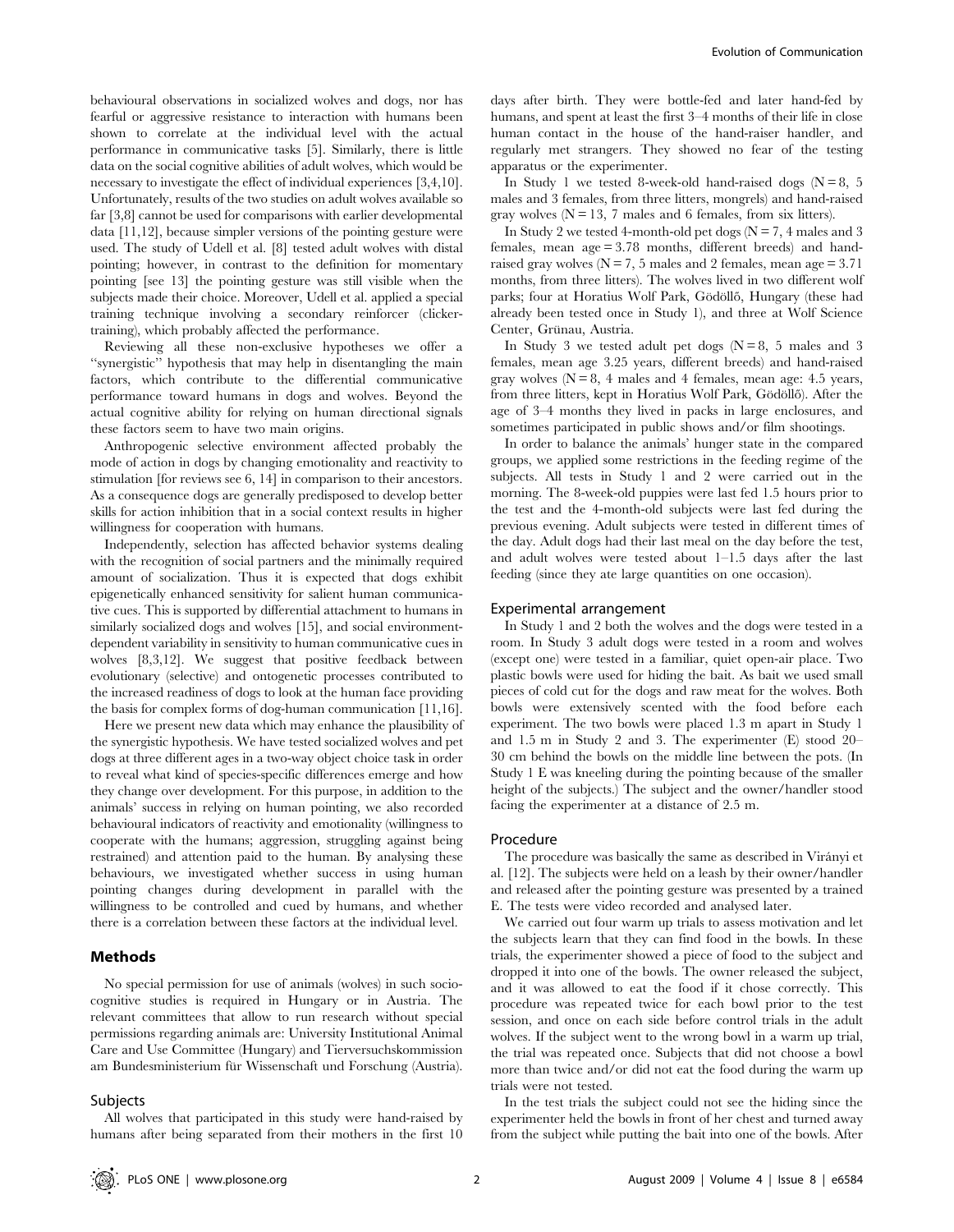behavioural observations in socialized wolves and dogs, nor has fearful or aggressive resistance to interaction with humans been shown to correlate at the individual level with the actual performance in communicative tasks [5]. Similarly, there is little data on the social cognitive abilities of adult wolves, which would be necessary to investigate the effect of individual experiences [3,4,10]. Unfortunately, results of the two studies on adult wolves available so far [3,8] cannot be used for comparisons with earlier developmental data [11,12], because simpler versions of the pointing gesture were used. The study of Udell et al. [8] tested adult wolves with distal pointing; however, in contrast to the definition for momentary pointing [see 13] the pointing gesture was still visible when the subjects made their choice. Moreover, Udell et al. applied a special training technique involving a secondary reinforcer (clicker-training), which probably affected the performance.

Reviewing all these non-exclusive hypotheses we offer a "synergistic" hypothesis that may help in disentangling the main factors, which contribute to the differential communicative performance toward humans in dogs and wolves. Beyond the actual cognitive ability for relying on human directional signals these factors seem to have two main origins.

Anthropogenic selective environment affected probably the mode of action in dogs by changing emotionality and reactivity to stimulation [for reviews see 6, 14] in comparison to their ancestors. As a consequence dogs are generally predisposed to develop better skills for action inhibition that in a social context results in higher willingness for cooperation with humans.

Independently, selection has affected behavior systems dealing with the recognition of social partners and the minimally required amount of socialization. Thus it is expected that dogs exhibit epigenetically enhanced sensitivity for salient human communicative cues. This is supported by differential attachment to humans in similarly socialized dogs and wolves [15], and social environment-dependent variability in sensitivity to human communicative cues in wolves [8,3,12]. We suggest that positive feedback between evolutionary (selective) and ontogenetic processes contributed to the increased readiness of dogs to look at the human face providing the basis for complex forms of dog-human communication [11,16].

Here we present new data which may enhance the plausibility of the synergistic hypothesis. We have tested socialized wolves and pet dogs at three different ages in a two-way object choice task in order to reveal what kind of species-specific differences emerge and how they change over development. For this purpose, in addition to the animals' success in relying on human pointing, we also recorded behavioural indicators of reactivity and emotionality (willingness to cooperate with the humans; aggression, struggling against being restrained) and attention paid to the human. By analysing these behaviours, we investigated whether success in using human pointing changes during development in parallel with the willingness to be controlled and cued by humans, and whether there is a correlation between these factors at the individual level.

## Methods

No special permission for use of animals (wolves) in such socio-cognitive studies is required in Hungary or in Austria. The relevant committees that allow to run research without special permissions regarding animals are: University Institutional Animal Care and Use Committee (Hungary) and Tierversuchskommission am Bundesministerium für Wissenschaft und Forschung (Austria).

### Subjects

All wolves that participated in this study were hand-raised by humans after being separated from their mothers in the first 10 days after birth. They were bottle-fed and later hand-fed by humans, and spent at least the first 3–4 months of their life in close human contact in the house of the hand-raiser handler, and regularly met strangers. They showed no fear of the testing apparatus or the experimenter.

In Study 1 we tested 8-week-old hand-raised dogs (N = 8, 5 males and 3 females, from three litters, mongrels) and hand-raised gray wolves (N = 13, 7 males and 6 females, from six litters).

In Study 2 we tested 4-month-old pet dogs (N = 7, 4 males and 3 females, mean age = 3.78 months, different breeds) and hand-raised gray wolves (N = 7, 5 males and 2 females, mean age = 3.71 months, from three litters). The wolves lived in two different wolf parks; four at Horatius Wolf Park, Gödöllő, Hungary (these had already been tested once in Study 1), and three at Wolf Science Center, Grünau, Austria.

In Study 3 we tested adult pet dogs (N = 8, 5 males and 3 females, mean age 3.25 years, different breeds) and hand-raised gray wolves (N = 8, 4 males and 4 females, mean age: 4.5 years, from three litters, kept in Horatius Wolf Park, Gödöllő). After the age of 3–4 months they lived in packs in large enclosures, and sometimes participated in public shows and/or film shootings.

In order to balance the animals' hunger state in the compared groups, we applied some restrictions in the feeding regime of the subjects. All tests in Study 1 and 2 were carried out in the morning. The 8-week-old puppies were last fed 1.5 hours prior to the test and the 4-month-old subjects were last fed during the previous evening. Adult subjects were tested in different times of the day. Adult dogs had their last meal on the day before the test, and adult wolves were tested about 1–1.5 days after the last feeding (since they ate large quantities on one occasion).

### Experimental arrangement

In Study 1 and 2 both the wolves and the dogs were tested in a room. In Study 3 adult dogs were tested in a room and wolves (except one) were tested in a familiar, quiet open-air place. Two plastic bowls were used for hiding the bait. As bait we used small pieces of cold cut for the dogs and raw meat for the wolves. Both bowls were extensively scented with the food before each experiment. The two bowls were placed 1.3 m apart in Study 1 and 1.5 m in Study 2 and 3. The experimenter (E) stood 20–30 cm behind the bowls on the middle line between the pots. (In Study 1 E was kneeling during the pointing because of the smaller height of the subjects.) The subject and the owner/handler stood facing the experimenter at a distance of 2.5 m.

### Procedure

The procedure was basically the same as described in Virányi et al. [12]. The subjects were held on a leash by their owner/handler and released after the pointing gesture was presented by a trained E. The tests were video recorded and analysed later.

We carried out four warm up trials to assess motivation and let the subjects learn that they can find food in the bowls. In these trials, the experimenter showed a piece of food to the subject and dropped it into one of the bowls. The owner released the subject, and it was allowed to eat the food if it chose correctly. This procedure was repeated twice for each bowl prior to the test session, and once on each side before control trials in the adult wolves. If the subject went to the wrong bowl in a warm up trial, the trial was repeated once. Subjects that did not choose a bowl more than twice and/or did not eat the food during the warm up trials were not tested.

In the test trials the subject could not see the hiding since the experimenter held the bowls in front of her chest and turned away from the subject while putting the bait into one of the bowls. After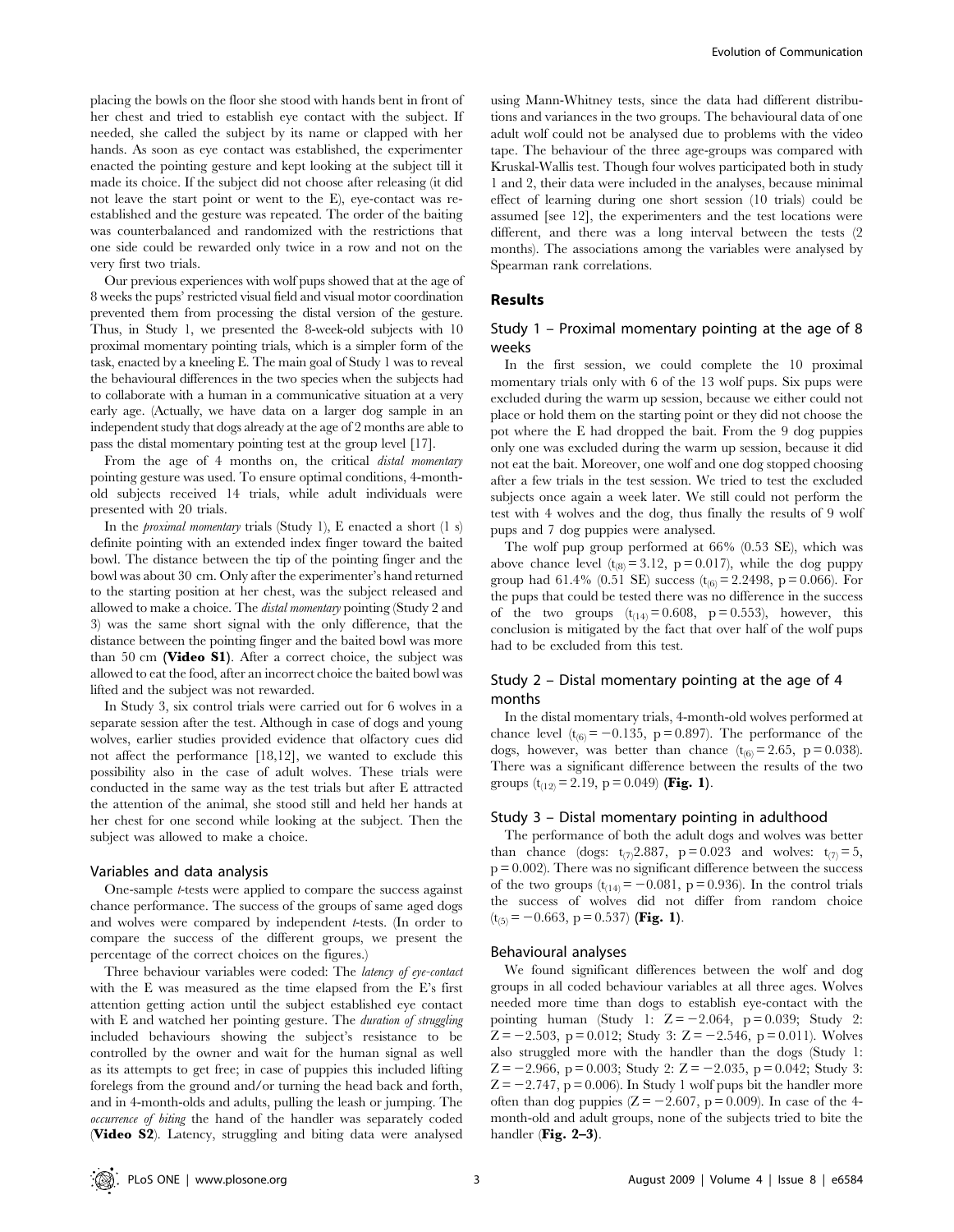placing the bowls on the floor she stood with hands bent in front of her chest and tried to establish eye contact with the subject. If needed, she called the subject by its name or clapped with her hands. As soon as eye contact was established, the experimenter enacted the pointing gesture and kept looking at the subject till it made its choice. If the subject did not choose after releasing (it did not leave the start point or went to the E), eye-contact was re-established and the gesture was repeated. The order of the baiting was counterbalanced and randomized with the restrictions that one side could be rewarded only twice in a row and not on the very first two trials.

Our previous experiences with wolf pups showed that at the age of 8 weeks the pups' restricted visual field and visual motor coordination prevented them from processing the distal version of the gesture. Thus, in Study 1, we presented the 8-week-old subjects with 10 proximal momentary pointing trials, which is a simpler form of the task, enacted by a kneeling E. The main goal of Study 1 was to reveal the behavioural differences in the two species when the subjects had to collaborate with a human in a communicative situation at a very early age. (Actually, we have data on a larger dog sample in an independent study that dogs already at the age of 2 months are able to pass the distal momentary pointing test at the group level [17].

From the age of 4 months on, the critical *distal momentary* pointing gesture was used. To ensure optimal conditions, 4-month-old subjects received 14 trials, while adult individuals were presented with 20 trials.

In the *proximal momentary* trials (Study 1), E enacted a short (1 s) definite pointing with an extended index finger toward the baited bowl. The distance between the tip of the pointing finger and the bowl was about 30 cm. Only after the experimenter's hand returned to the starting position at her chest, was the subject released and allowed to make a choice. The *distal momentary* pointing (Study 2 and 3) was the same short signal with the only difference, that the distance between the pointing finger and the baited bowl was more than 50 cm (**Video S1**). After a correct choice, the subject was allowed to eat the food, after an incorrect choice the baited bowl was lifted and the subject was not rewarded.

In Study 3, six control trials were carried out for 6 wolves in a separate session after the test. Although in case of dogs and young wolves, earlier studies provided evidence that olfactory cues did not affect the performance [18,12], we wanted to exclude this possibility also in the case of adult wolves. These trials were conducted in the same way as the test trials but after E attracted the attention of the animal, she stood still and held her hands at her chest for one second while looking at the subject. Then the subject was allowed to make a choice.

### Variables and data analysis

One-sample *t*-tests were applied to compare the success against chance performance. The success of the groups of same aged dogs and wolves were compared by independent *t*-tests. (In order to compare the success of the different groups, we present the percentage of the correct choices on the figures.)

Three behaviour variables were coded: The *latency of eye-contact* with the E was measured as the time elapsed from the E's first attention getting action until the subject established eye contact with E and watched her pointing gesture. The *duration of struggling* included behaviours showing the subject's resistance to be controlled by the owner and wait for the human signal as well as its attempts to get free; in case of puppies this included lifting forelegs from the ground and/or turning the head back and forth, and in 4-month-olds and adults, pulling the leash or jumping. The *occurrence of biting* the hand of the handler was separately coded (**Video S2**). Latency, struggling and biting data were analysed using Mann-Whitney tests, since the data had different distributions and variances in the two groups. The behavioural data of one adult wolf could not be analysed due to problems with the video tape. The behaviour of the three age-groups was compared with Kruskal-Wallis test. Though four wolves participated both in study 1 and 2, their data were included in the analyses, because minimal effect of learning during one short session (10 trials) could be assumed [see 12], the experimenters and the test locations were different, and there was a long interval between the tests (2 months). The associations among the variables were analysed by Spearman rank correlations.

## Results

### Study 1 – Proximal momentary pointing at the age of 8 weeks

In the first session, we could complete the 10 proximal momentary trials only with 6 of the 13 wolf pups. Six pups were excluded during the warm up session, because we either could not place or hold them on the starting point or they did not choose the pot where the E had dropped the bait. From the 9 dog puppies only one was excluded during the warm up session, because it did not eat the bait. Moreover, one wolf and one dog stopped choosing after a few trials in the test session. We tried to test the excluded subjects once again a week later. We still could not perform the test with 4 wolves and the dog, thus finally the results of 9 wolf pups and 7 dog puppies were analysed.

The wolf pup group performed at 66% (0.53 SE), which was above chance level ($t_{(8)} = 3.12$, $p = 0.017$), while the dog puppy group had 61.4% (0.51 SE) success ($t_{(6)} = 2.2498$, $p = 0.066$). For the pups that could be tested there was no difference in the success of the two groups ($t_{(14)} = 0.608$, $p = 0.553$), however, this conclusion is mitigated by the fact that over half of the wolf pups had to be excluded from this test.

### Study 2 – Distal momentary pointing at the age of 4 months

In the distal momentary trials, 4-month-old wolves performed at chance level ($t_{(6)} = -0.135$, $p = 0.897$). The performance of the dogs, however, was better than chance ($t_{(6)} = 2.65$, $p = 0.038$). There was a significant difference between the results of the two groups ($t_{(12)} = 2.19$, $p = 0.049$) (**Fig. 1**).

### Study 3 – Distal momentary pointing in adulthood

The performance of both the adult dogs and wolves was better than chance (dogs: $t_{(7)} 2.887$, $p = 0.023$ and wolves: $t_{(7)} = 5$, $p = 0.002$). There was no significant difference between the success of the two groups ($t_{(14)} = -0.081$, $p = 0.936$). In the control trials the success of wolves did not differ from random choice ($t_{(5)} = -0.663$, $p = 0.537$) (**Fig. 1**).

### Behavioural analyses

We found significant differences between the wolf and dog groups in all coded behaviour variables at all three ages. Wolves needed more time than dogs to establish eye-contact with the pointing human (Study 1: $Z = -2.064$, $p = 0.039$; Study 2: $Z = -2.503$, $p = 0.012$; Study 3: $Z = -2.546$, $p = 0.011$). Wolves also struggled more with the handler than the dogs (Study 1: $Z = -2.966$, $p = 0.003$; Study 2: $Z = -2.035$, $p = 0.042$; Study 3: $Z = -2.747$, $p = 0.006$). In Study 1 wolf pups bit the handler more often than dog puppies ($Z = -2.607$, $p = 0.009$). In case of the 4-month-old and adult groups, none of the subjects tried to bite the handler (**Fig. 2–3**).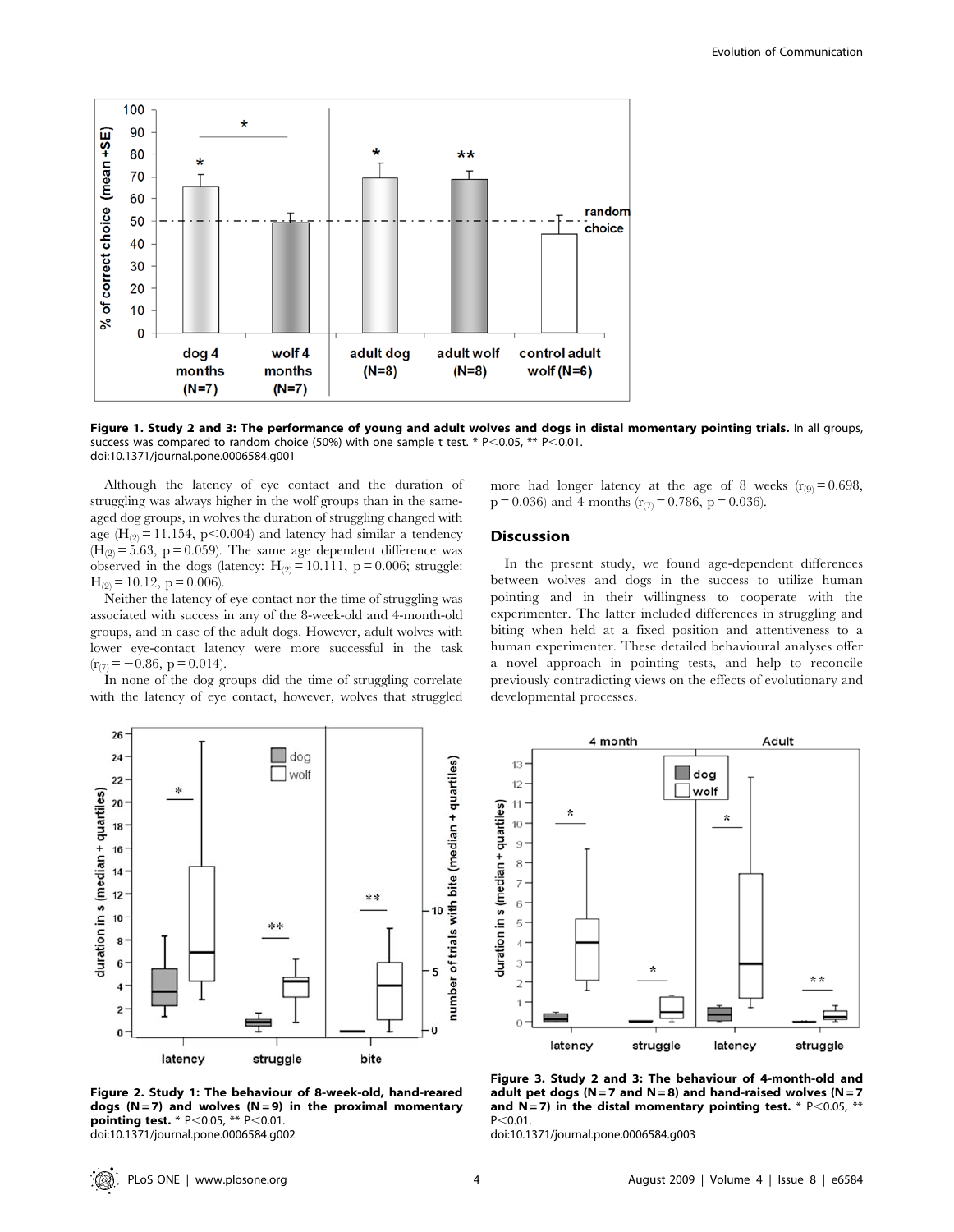Figure 1. Study 2 and 3: The performance of young and adult wolves and dogs in distal momentary pointing trials. In all groups, success was compared to random choice (50%) with one sample t test. * $P<0.05$, ** $P<0.01$.
doi:10.1371/journal.pone.0006584.g001

Although the latency of eye contact and the duration of struggling was always higher in the wolf groups than in the same-aged dog groups, in wolves the duration of struggling changed with age ($H_{(2)} = 11.154$, $p<0.004$) and latency had similar a tendency ($H_{(2)} = 5.63$, $p = 0.059$). The same age dependent difference was observed in the dogs (latency: $H_{(2)} = 10.111$, $p = 0.006$; struggle: $H_{(2)} = 10.12$, $p = 0.006$).

Neither the latency of eye contact nor the time of struggling was associated with success in any of the 8-week-old and 4-month-old groups, and in case of the adult dogs. However, adult wolves with lower eye-contact latency were more successful in the task ($r_{(7)} = -0.86$, $p = 0.014$).

In none of the dog groups did the time of struggling correlate with the latency of eye contact, however, wolves that struggled more had longer latency at the age of 8 weeks ($r_{(9)} = 0.698$, $p = 0.036$) and 4 months ($r_{(7)} = 0.786$, $p = 0.036$).

## Discussion

In the present study, we found age-dependent differences between wolves and dogs in the success to utilize human pointing and in their willingness to cooperate with the experimenter. The latter included differences in struggling and biting when held at a fixed position and attentiveness to a human experimenter. These detailed behavioural analyses offer a novel approach in pointing tests, and help to reconcile previously contradicting views on the effects of evolutionary and developmental processes.

Figure 2. Study 1: The behaviour of 8-week-old, hand-reared dogs (N = 7) and wolves (N = 9) in the proximal momentary pointing test. * $P<0.05$, ** $P<0.01$.
doi:10.1371/journal.pone.0006584.g002

Figure 3. Study 2 and 3: The behaviour of 4-month-old and adult pet dogs (N = 7 and N = 8) and hand-raised wolves (N = 7 and N = 7) in the distal momentary pointing test. * $P<0.05$, ** $P<0.01$.
doi:10.1371/journal.pone.0006584.g003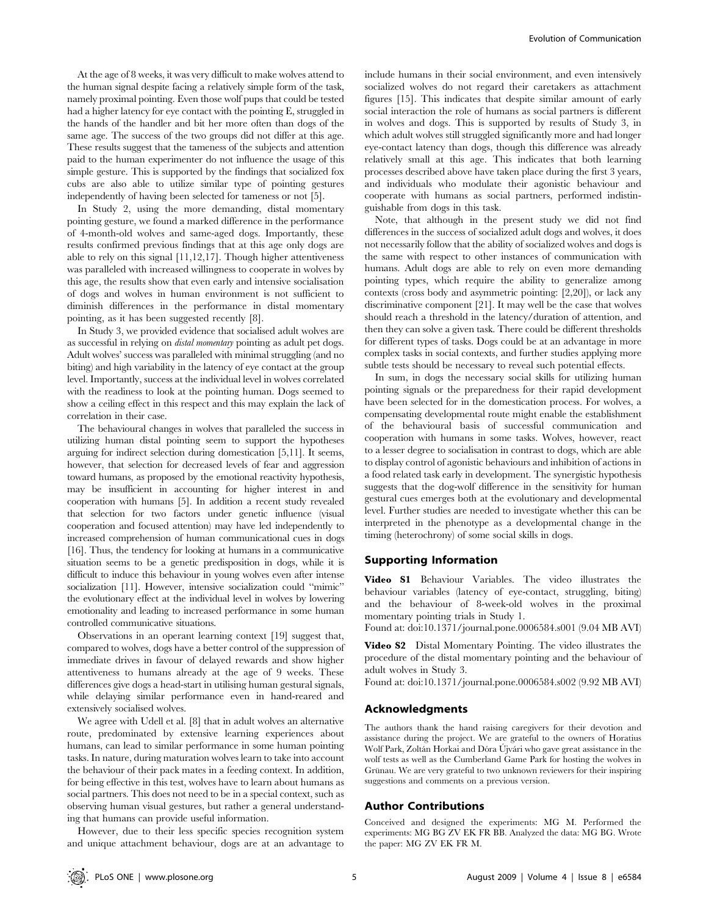At the age of 8 weeks, it was very difficult to make wolves attend to the human signal despite facing a relatively simple form of the task, namely proximal pointing. Even those wolf pups that could be tested had a higher latency for eye contact with the pointing E, struggled in the hands of the handler and bit her more often than dogs of the same age. The success of the two groups did not differ at this age. These results suggest that the tameness of the subjects and attention paid to the human experimenter do not influence the usage of this simple gesture. This is supported by the findings that socialized fox cubs are also able to utilize similar type of pointing gestures independently of having been selected for tameness or not [5].

In Study 2, using the more demanding, distal momentary pointing gesture, we found a marked difference in the performance of 4-month-old wolves and same-aged dogs. Importantly, these results confirmed previous findings that at this age only dogs are able to rely on this signal [11,12,17]. Though higher attentiveness was paralleled with increased willingness to cooperate in wolves by this age, the results show that even early and intensive socialisation of dogs and wolves in human environment is not sufficient to diminish differences in the performance in distal momentary pointing, as it has been suggested recently [8].

In Study 3, we provided evidence that socialised adult wolves are as successful in relying on *distal momentary* pointing as adult pet dogs. Adult wolves' success was paralleled with minimal struggling (and no biting) and high variability in the latency of eye contact at the group level. Importantly, success at the individual level in wolves correlated with the readiness to look at the pointing human. Dogs seemed to show a ceiling effect in this respect and this may explain the lack of correlation in their case.

The behavioural changes in wolves that paralleled the success in utilizing human distal pointing seem to support the hypotheses arguing for indirect selection during domestication [5,11]. It seems, however, that selection for decreased levels of fear and aggression toward humans, as proposed by the emotional reactivity hypothesis, may be insufficient in accounting for higher interest in and cooperation with humans [5]. In addition a recent study revealed that selection for two factors under genetic influence (visual cooperation and focused attention) may have led independently to increased comprehension of human communicational cues in dogs [16]. Thus, the tendency for looking at humans in a communicative situation seems to be a genetic predisposition in dogs, while it is difficult to induce this behaviour in young wolves even after intense socialization [11]. However, intensive socialization could "mimic" the evolutionary effect at the individual level in wolves by lowering emotionality and leading to increased performance in some human controlled communicative situations.

Observations in an operant learning context [19] suggest that, compared to wolves, dogs have a better control of the suppression of immediate drives in favour of delayed rewards and show higher attentiveness to humans already at the age of 9 weeks. These differences give dogs a head-start in utilising human gestural signals, while delaying similar performance even in hand-reared and extensively socialised wolves.

We agree with Udell et al. [8] that in adult wolves an alternative route, predominated by extensive learning experiences about humans, can lead to similar performance in some human pointing tasks. In nature, during maturation wolves learn to take into account the behaviour of their pack mates in a feeding context. In addition, for being effective in this test, wolves have to learn about humans as social partners. This does not need to be in a special context, such as observing human visual gestures, but rather a general understanding that humans can provide useful information.

However, due to their less specific species recognition system and unique attachment behaviour, dogs are at an advantage to include humans in their social environment, and even intensively socialized wolves do not regard their caretakers as attachment figures [15]. This indicates that despite similar amount of early social interaction the role of humans as social partners is different in wolves and dogs. This is supported by results of Study 3, in which adult wolves still struggled significantly more and had longer eye-contact latency than dogs, though this difference was already relatively small at this age. This indicates that both learning processes described above have taken place during the first 3 years, and individuals who modulate their agonistic behaviour and cooperate with humans as social partners, performed indistinguishable from dogs in this task.

Note, that although in the present study we did not find differences in the success of socialized adult dogs and wolves, it does not necessarily follow that the ability of socialized wolves and dogs is the same with respect to other instances of communication with humans. Adult dogs are able to rely on even more demanding pointing types, which require the ability to generalize among contexts (cross body and asymmetric pointing: [2,20]), or lack any discriminative component [21]. It may well be the case that wolves should reach a threshold in the latency/duration of attention, and then they can solve a given task. There could be different thresholds for different types of tasks. Dogs could be at an advantage in more complex tasks in social contexts, and further studies applying more subtle tests should be necessary to reveal such potential effects.

In sum, in dogs the necessary social skills for utilizing human pointing signals or the preparedness for their rapid development have been selected for in the domestication process. For wolves, a compensating developmental route might enable the establishment of the behavioural basis of successful communication and cooperation with humans in some tasks. Wolves, however, react to a lesser degree to socialisation in contrast to dogs, which are able to display control of agonistic behaviours and inhibition of actions in a food related task early in development. The synergistic hypothesis suggests that the dog-wolf difference in the sensitivity for human gestural cues emerges both at the evolutionary and developmental level. Further studies are needed to investigate whether this can be interpreted in the phenotype as a developmental change in the timing (heterochrony) of some social skills in dogs.

## Supporting Information

**Video S1** Behaviour Variables. The video illustrates the behaviour variables (latency of eye-contact, struggling, biting) and the behaviour of 8-week-old wolves in the proximal momentary pointing trials in Study 1.
Found at: doi:10.1371/journal.pone.0006584.s001 (9.04 MB AVI)

**Video S2** Distal Momentary Pointing. The video illustrates the procedure of the distal momentary pointing and the behaviour of adult wolves in Study 3.
Found at: doi:10.1371/journal.pone.0006584.s002 (9.92 MB AVI)

## Acknowledgments

The authors thank the hand raising caregivers for their devotion and assistance during the project. We are grateful to the owners of Horatius Wolf Park, Zoltán Horkai and Dóra Újvári who gave great assistance in the wolf tests as well as the Cumberland Game Park for hosting the wolves in Grünau. We are very grateful to two unknown reviewers for their inspiring suggestions and comments on a previous version.

## Author Contributions

Conceived and designed the experiments: MG M. Performed the experiments: MG BG ZV EK FR BB. Analyzed the data: MG BG. Wrote the paper: MG ZV EK FR M.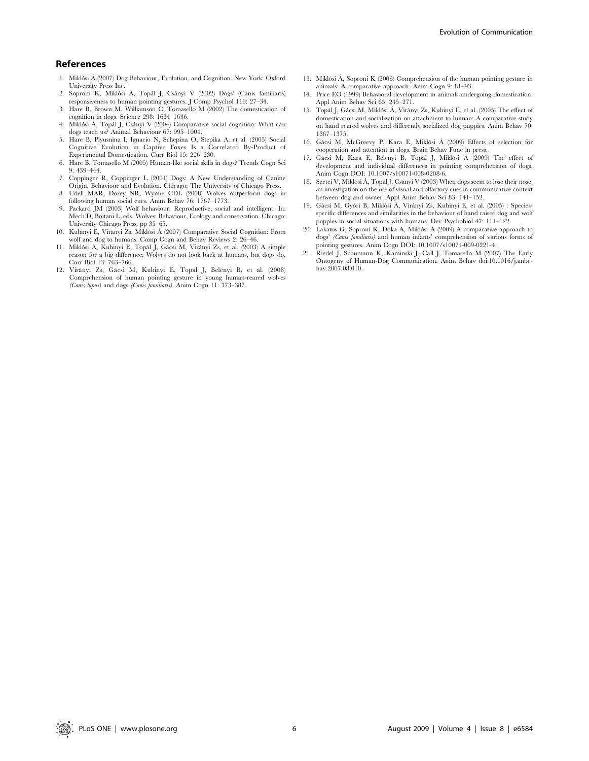## References

1. Miklósi Á (2007) Dog Behaviour, Evolution, and Cognition. New York: Oxford University Press Inc.
2. Soproni K, Miklósi Á, Topál J, Csányi V (2002) Dogs' (Canis familiaris) responsiveness to human pointing gestures. J Comp Psychol 116: 27–34.
3. Hare B, Brown M, Williamson C, Tomasello M (2002) The domestication of cognition in dogs. Science 298: 1634–1636.
4. Miklósi Á, Topál J, Csányi V (2004) Comparative social cognition: What can dogs teach us? Animal Behaviour 67: 995–1004.
5. Hare B, Plyusnina I, Ignacio N, Schepina O, Stepika A, et al. (2005) Social Cognitive Evolution in Captive Foxes Is a Correlated By-Product of Experimental Domestication. Curr Biol 15: 226–230.
6. Hare B, Tomasello M (2005) Human-like social skills in dogs? Trends Cogn Sci 9: 439–444.
7. Coppinger R, Coppinger L (2001) Dogs: A New Understanding of Canine Origin, Behaviour and Evolution. Chicago: The University of Chicago Press.
8. Udell MAR, Dorey NR, Wynne CDL (2008) Wolves outperform dogs in following human social cues. Anim Behav 76: 1767–1773.
9. Packard JM (2003) Wolf behaviour: Reproductive, social and intelligent. In: Mech D, Boitani L, eds. Wolves: Behaviour, Ecology and conservation. Chicago: University Chicago Press. pp 35–65.
10. Kubinyi E, Virányi Zs, Miklósi Á (2007) Comparative Social Cognition: From wolf and dog to humans. Comp Cogn and Behav Reviews 2: 26–46.
11. Miklósi Á, Kubinyi E, Topál J, Gácsi M, Virányi Zs, et al. (2003) A simple reason for a big difference: Wolves do not look back at humans, but dogs do. Curr Biol 13: 763–766.
12. Virányi Zs, Gácsi M, Kubinyi E, Topál J, Belényi B, et al. (2008) Comprehension of human pointing gesture in young human-reared wolves *(Canis lupus)* and dogs *(Canis familiaris)*. Anim Cogn 11: 373–387.
13. Miklósi Á, Soproni K (2006) Comprehension of the human pointing gesture in animals: A comparative approach. Anim Cogn 9: 81–93.
14. Price EO (1999) Behavioral development in animals undergoing domestication. Appl Anim Behav Sci 65: 245–271.
15. Topál J, Gácsi M, Miklósi Á, Virányi Zs, Kubinyi E, et al. (2005) The effect of domestication and socialization on attachment to human: A comparative study on hand reared wolves and differently socialized dog puppies. Anim Behav 70: 1367–1375.
16. Gácsi M, McGreevy P, Kara E, Miklósi Á (2009) Effects of selection for cooperation and attention in dogs. Brain Behav Func in press.
17. Gácsi M, Kara E, Belényi B, Topál J, Miklósi Á (2009) The effect of development and individual differences in pointing comprehension of dogs. Anim Cogn DOI: 10.1007/s10071-008-0208-6.
18. Szetei V, Miklósi Á, Topál J, Csányi V (2003) When dogs seem to lose their nose: an investigation on the use of visual and olfactory cues in communicative context between dog and owner. Appl Anim Behav Sci 83: 141–152.
19. Gácsi M, Győri B, Miklósi Á, Virányi Zs, Kubinyi E, et al. (2005) : Species-specific differences and similarities in the behaviour of hand raised dog and wolf puppies in social situations with humans. Dev Psychobiol 47: 111–122.
20. Lakatos G, Soproni K, Dóka A, Miklósi Á (2009) A comparative approach to dogs' *(Canis familiaris)* and human infants' comprehension of various forms of pointing gestures. Anim Cogn DOI: 10.1007/s10071-009-0221-4.
21. Riedel J, Schumann K, Kaminski J, Call J, Tomasello M (2007) The Early Ontogeny of Human-Dog Communication. Anim Behav doi:10.1016/j.anbehav.2007.08.010.